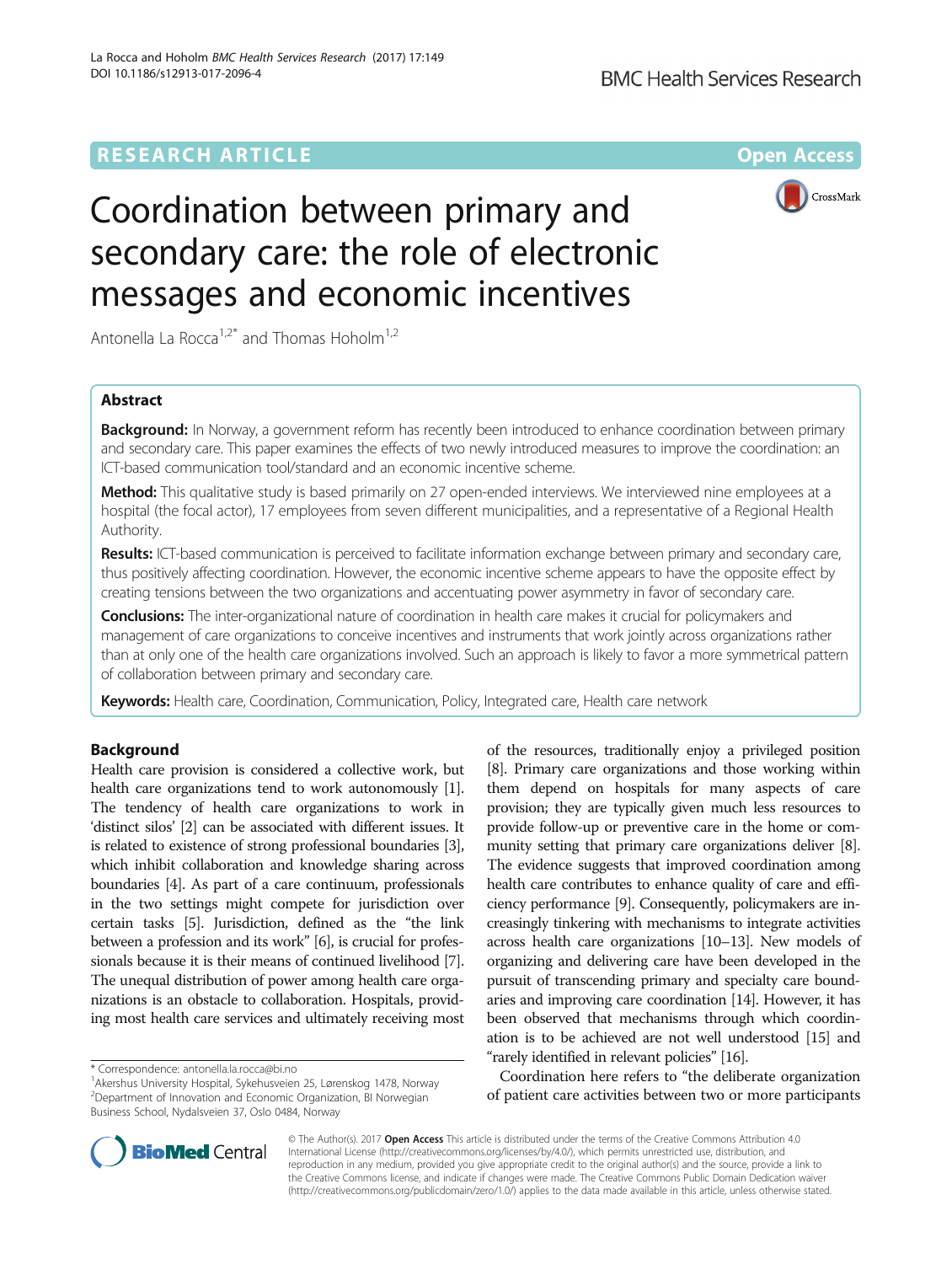RESEARCH ARTICLE

Open Access

# Coordination between primary and secondary care: the role of electronic messages and economic incentives

Antonella La Rocca[1,2*] and Thomas Hoholm[1,2]

## Abstract

**Background:** In Norway, a government reform has recently been introduced to enhance coordination between primary and secondary care. This paper examines the effects of two newly introduced measures to improve the coordination: an ICT-based communication tool/standard and an economic incentive scheme.

**Method:** This qualitative study is based primarily on 27 open-ended interviews. We interviewed nine employees at a hospital (the focal actor), 17 employees from seven different municipalities, and a representative of a Regional Health Authority.

**Results:** ICT-based communication is perceived to facilitate information exchange between primary and secondary care, thus positively affecting coordination. However, the economic incentive scheme appears to have the opposite effect by creating tensions between the two organizations and accentuating power asymmetry in favor of secondary care.

**Conclusions:** The inter-organizational nature of coordination in health care makes it crucial for policymakers and management of care organizations to conceive incentives and instruments that work jointly across organizations rather than at only one of the health care organizations involved. Such an approach is likely to favor a more symmetrical pattern of collaboration between primary and secondary care.

**Keywords:** Health care, Coordination, Communication, Policy, Integrated care, Health care network

## Background

Health care provision is considered a collective work, but health care organizations tend to work autonomously [1]. The tendency of health care organizations to work in 'distinct silos' [2] can be associated with different issues. It is related to existence of strong professional boundaries [3], which inhibit collaboration and knowledge sharing across boundaries [4]. As part of a care continuum, professionals in the two settings might compete for jurisdiction over certain tasks [5]. Jurisdiction, defined as the "the link between a profession and its work" [6], is crucial for professionals because it is their means of continued livelihood [7]. The unequal distribution of power among health care organizations is an obstacle to collaboration. Hospitals, providing most health care services and ultimately receiving most of the resources, traditionally enjoy a privileged position [8]. Primary care organizations and those working within them depend on hospitals for many aspects of care provision; they are typically given much less resources to provide follow-up or preventive care in the home or community setting that primary care organizations deliver [8]. The evidence suggests that improved coordination among health care contributes to enhance quality of care and efficiency performance [9]. Consequently, policymakers are increasingly tinkering with mechanisms to integrate activities across health care organizations [10–13]. New models of organizing and delivering care have been developed in the pursuit of transcending primary and specialty care boundaries and improving care coordination [14]. However, it has been observed that mechanisms through which coordination is to be achieved are not well understood [15] and "rarely identified in relevant policies" [16].

Coordination here refers to "the deliberate organization of patient care activities between two or more participants

\* Correspondence: antonella.la.rocca@bi.no
[1]Akershus University Hospital, Sykehusveien 25, Lørenskog 1478, Norway
[2]Department of Innovation and Economic Organization, BI Norwegian Business School, Nydalsveien 37, Oslo 0484, Norway

© The Author(s). 2017 **Open Access** This article is distributed under the terms of the Creative Commons Attribution 4.0 International License (http://creativecommons.org/licenses/by/4.0/), which permits unrestricted use, distribution, and reproduction in any medium, provided you give appropriate credit to the original author(s) and the source, provide a link to the Creative Commons license, and indicate if changes were made. The Creative Commons Public Domain Dedication waiver (http://creativecommons.org/publicdomain/zero/1.0/) applies to the data made available in this article, unless otherwise stated.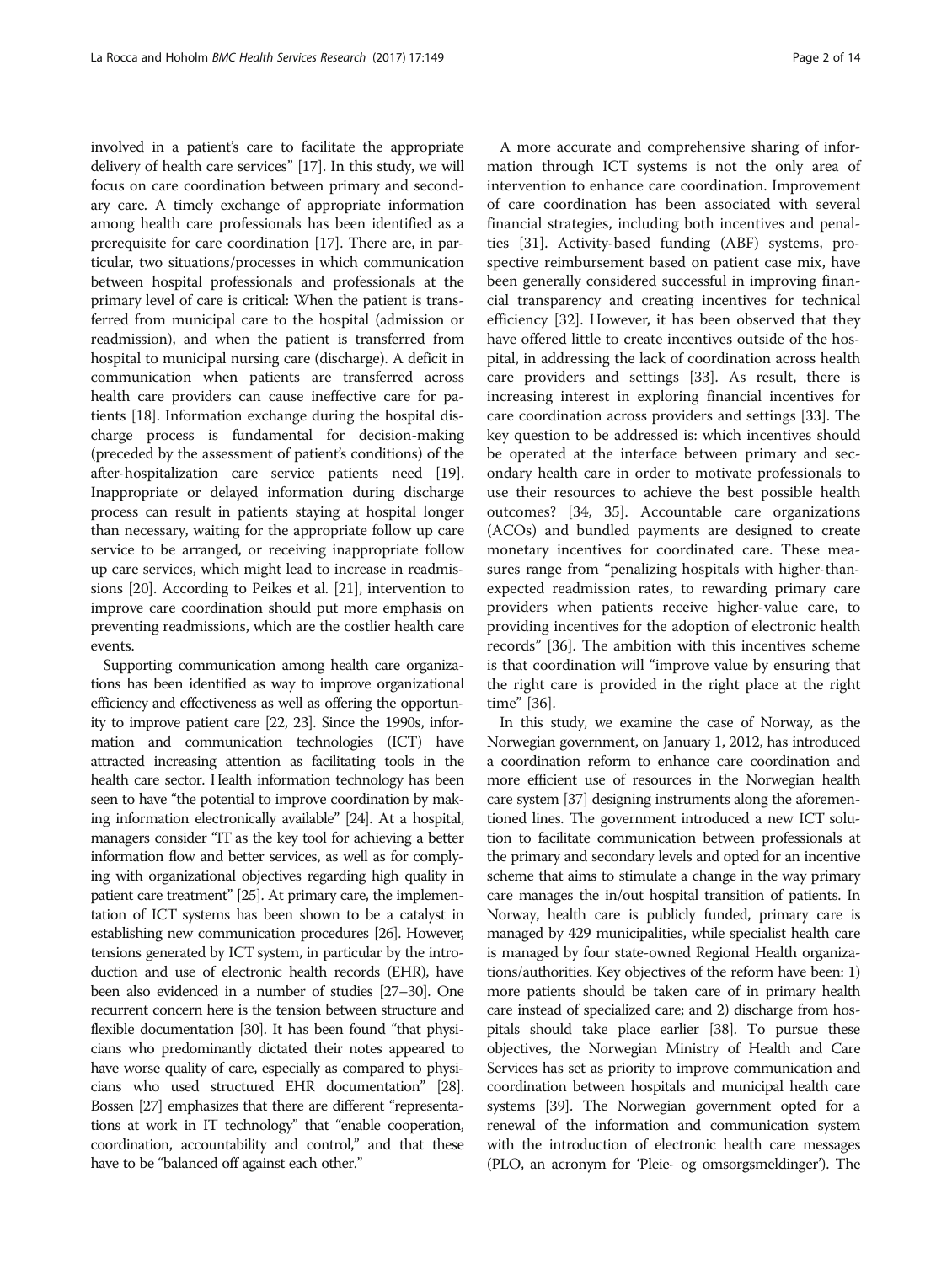involved in a patient's care to facilitate the appropriate delivery of health care services" [17]. In this study, we will focus on care coordination between primary and secondary care. A timely exchange of appropriate information among health care professionals has been identified as a prerequisite for care coordination [17]. There are, in particular, two situations/processes in which communication between hospital professionals and professionals at the primary level of care is critical: When the patient is transferred from municipal care to the hospital (admission or readmission), and when the patient is transferred from hospital to municipal nursing care (discharge). A deficit in communication when patients are transferred across health care providers can cause ineffective care for patients [18]. Information exchange during the hospital discharge process is fundamental for decision-making (preceded by the assessment of patient's conditions) of the after-hospitalization care service patients need [19]. Inappropriate or delayed information during discharge process can result in patients staying at hospital longer than necessary, waiting for the appropriate follow up care service to be arranged, or receiving inappropriate follow up care services, which might lead to increase in readmissions [20]. According to Peikes et al. [21], intervention to improve care coordination should put more emphasis on preventing readmissions, which are the costlier health care events.

Supporting communication among health care organizations has been identified as way to improve organizational efficiency and effectiveness as well as offering the opportunity to improve patient care [22, 23]. Since the 1990s, information and communication technologies (ICT) have attracted increasing attention as facilitating tools in the health care sector. Health information technology has been seen to have "the potential to improve coordination by making information electronically available" [24]. At a hospital, managers consider "IT as the key tool for achieving a better information flow and better services, as well as for complying with organizational objectives regarding high quality in patient care treatment" [25]. At primary care, the implementation of ICT systems has been shown to be a catalyst in establishing new communication procedures [26]. However, tensions generated by ICT system, in particular by the introduction and use of electronic health records (EHR), have been also evidenced in a number of studies [27–30]. One recurrent concern here is the tension between structure and flexible documentation [30]. It has been found "that physicians who predominantly dictated their notes appeared to have worse quality of care, especially as compared to physicians who used structured EHR documentation" [28]. Bossen [27] emphasizes that there are different "representations at work in IT technology" that "enable cooperation, coordination, accountability and control," and that these have to be "balanced off against each other."

A more accurate and comprehensive sharing of information through ICT systems is not the only area of intervention to enhance care coordination. Improvement of care coordination has been associated with several financial strategies, including both incentives and penalties [31]. Activity-based funding (ABF) systems, prospective reimbursement based on patient case mix, have been generally considered successful in improving financial transparency and creating incentives for technical efficiency [32]. However, it has been observed that they have offered little to create incentives outside of the hospital, in addressing the lack of coordination across health care providers and settings [33]. As result, there is increasing interest in exploring financial incentives for care coordination across providers and settings [33]. The key question to be addressed is: which incentives should be operated at the interface between primary and secondary health care in order to motivate professionals to use their resources to achieve the best possible health outcomes? [34, 35]. Accountable care organizations (ACOs) and bundled payments are designed to create monetary incentives for coordinated care. These measures range from "penalizing hospitals with higher-than-expected readmission rates, to rewarding primary care providers when patients receive higher-value care, to providing incentives for the adoption of electronic health records" [36]. The ambition with this incentives scheme is that coordination will "improve value by ensuring that the right care is provided in the right place at the right time" [36].

In this study, we examine the case of Norway, as the Norwegian government, on January 1, 2012, has introduced a coordination reform to enhance care coordination and more efficient use of resources in the Norwegian health care system [37] designing instruments along the aforementioned lines. The government introduced a new ICT solution to facilitate communication between professionals at the primary and secondary levels and opted for an incentive scheme that aims to stimulate a change in the way primary care manages the in/out hospital transition of patients. In Norway, health care is publicly funded, primary care is managed by 429 municipalities, while specialist health care is managed by four state-owned Regional Health organizations/authorities. Key objectives of the reform have been: 1) more patients should be taken care of in primary health care instead of specialized care; and 2) discharge from hospitals should take place earlier [38]. To pursue these objectives, the Norwegian Ministry of Health and Care Services has set as priority to improve communication and coordination between hospitals and municipal health care systems [39]. The Norwegian government opted for a renewal of the information and communication system with the introduction of electronic health care messages (PLO, an acronym for 'Pleie- og omsorgsmeldinger'). The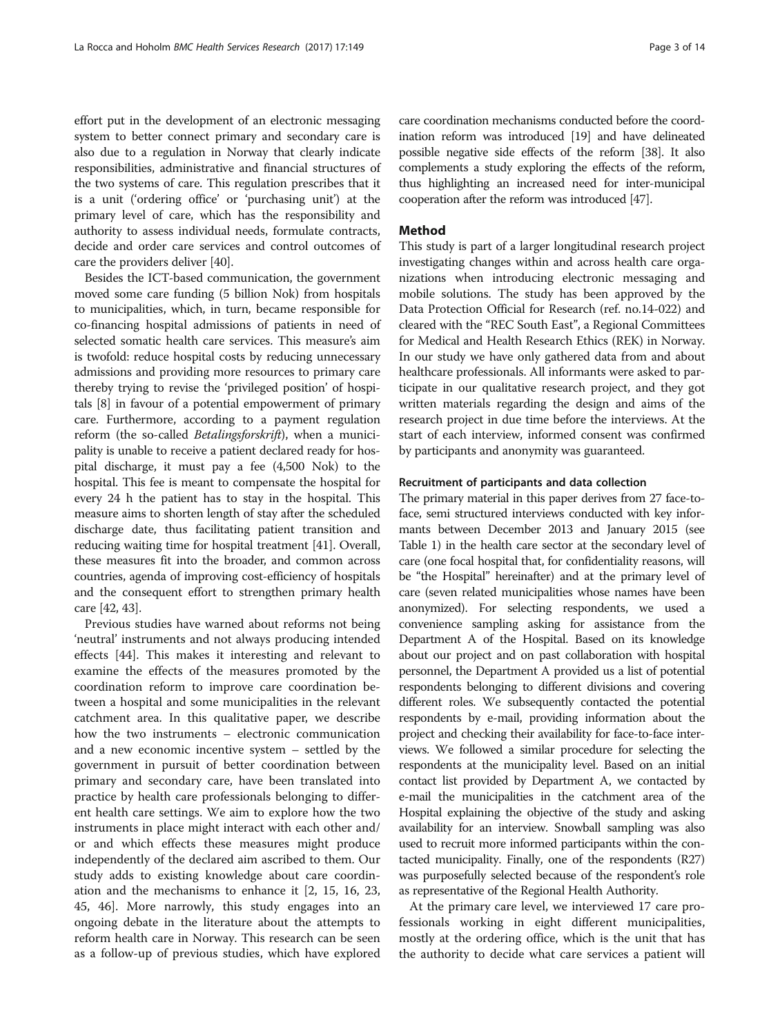effort put in the development of an electronic messaging system to better connect primary and secondary care is also due to a regulation in Norway that clearly indicate responsibilities, administrative and financial structures of the two systems of care. This regulation prescribes that it is a unit ('ordering office' or 'purchasing unit') at the primary level of care, which has the responsibility and authority to assess individual needs, formulate contracts, decide and order care services and control outcomes of care the providers deliver [40].

Besides the ICT-based communication, the government moved some care funding (5 billion Nok) from hospitals to municipalities, which, in turn, became responsible for co-financing hospital admissions of patients in need of selected somatic health care services. This measure's aim is twofold: reduce hospital costs by reducing unnecessary admissions and providing more resources to primary care thereby trying to revise the 'privileged position' of hospitals [8] in favour of a potential empowerment of primary care. Furthermore, according to a payment regulation reform (the so-called *Betalingsforskrift*), when a municipality is unable to receive a patient declared ready for hospital discharge, it must pay a fee (4,500 Nok) to the hospital. This fee is meant to compensate the hospital for every 24 h the patient has to stay in the hospital. This measure aims to shorten length of stay after the scheduled discharge date, thus facilitating patient transition and reducing waiting time for hospital treatment [41]. Overall, these measures fit into the broader, and common across countries, agenda of improving cost-efficiency of hospitals and the consequent effort to strengthen primary health care [42, 43].

Previous studies have warned about reforms not being 'neutral' instruments and not always producing intended effects [44]. This makes it interesting and relevant to examine the effects of the measures promoted by the coordination reform to improve care coordination between a hospital and some municipalities in the relevant catchment area. In this qualitative paper, we describe how the two instruments – electronic communication and a new economic incentive system – settled by the government in pursuit of better coordination between primary and secondary care, have been translated into practice by health care professionals belonging to different health care settings. We aim to explore how the two instruments in place might interact with each other and/or and which effects these measures might produce independently of the declared aim ascribed to them. Our study adds to existing knowledge about care coordination and the mechanisms to enhance it [2, 15, 16, 23, 45, 46]. More narrowly, this study engages into an ongoing debate in the literature about the attempts to reform health care in Norway. This research can be seen as a follow-up of previous studies, which have explored care coordination mechanisms conducted before the coordination reform was introduced [19] and have delineated possible negative side effects of the reform [38]. It also complements a study exploring the effects of the reform, thus highlighting an increased need for inter-municipal cooperation after the reform was introduced [47].

## Method

This study is part of a larger longitudinal research project investigating changes within and across health care organizations when introducing electronic messaging and mobile solutions. The study has been approved by the Data Protection Official for Research (ref. no.14-022) and cleared with the "REC South East", a Regional Committees for Medical and Health Research Ethics (REK) in Norway. In our study we have only gathered data from and about healthcare professionals. All informants were asked to participate in our qualitative research project, and they got written materials regarding the design and aims of the research project in due time before the interviews. At the start of each interview, informed consent was confirmed by participants and anonymity was guaranteed.

### Recruitment of participants and data collection

The primary material in this paper derives from 27 face-to-face, semi structured interviews conducted with key informants between December 2013 and January 2015 (see Table 1) in the health care sector at the secondary level of care (one focal hospital that, for confidentiality reasons, will be "the Hospital" hereinafter) and at the primary level of care (seven related municipalities whose names have been anonymized). For selecting respondents, we used a convenience sampling asking for assistance from the Department A of the Hospital. Based on its knowledge about our project and on past collaboration with hospital personnel, the Department A provided us a list of potential respondents belonging to different divisions and covering different roles. We subsequently contacted the potential respondents by e-mail, providing information about the project and checking their availability for face-to-face interviews. We followed a similar procedure for selecting the respondents at the municipality level. Based on an initial contact list provided by Department A, we contacted by e-mail the municipalities in the catchment area of the Hospital explaining the objective of the study and asking availability for an interview. Snowball sampling was also used to recruit more informed participants within the contacted municipality. Finally, one of the respondents (R27) was purposefully selected because of the respondent's role as representative of the Regional Health Authority.

At the primary care level, we interviewed 17 care professionals working in eight different municipalities, mostly at the ordering office, which is the unit that has the authority to decide what care services a patient will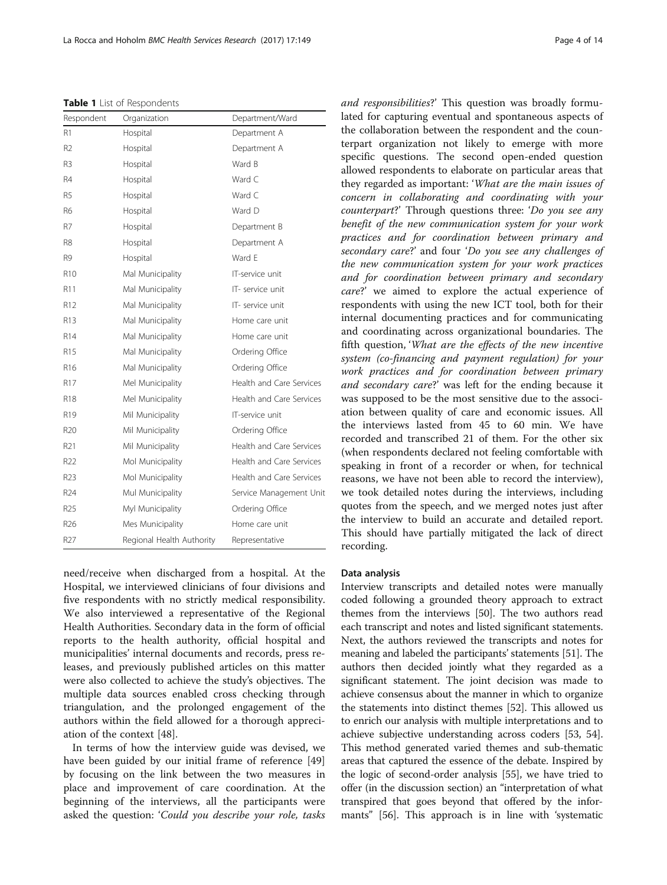**Table 1** List of Respondents

| Respondent | Organization | Department/Ward |
|---|---|---|
| R1 | Hospital | Department A |
| R2 | Hospital | Department A |
| R3 | Hospital | Ward B |
| R4 | Hospital | Ward C |
| R5 | Hospital | Ward C |
| R6 | Hospital | Ward D |
| R7 | Hospital | Department B |
| R8 | Hospital | Department A |
| R9 | Hospital | Ward E |
| R10 | Mal Municipality | IT-service unit |
| R11 | Mal Municipality | IT- service unit |
| R12 | Mal Municipality | IT- service unit |
| R13 | Mal Municipality | Home care unit |
| R14 | Mal Municipality | Home care unit |
| R15 | Mal Municipality | Ordering Office |
| R16 | Mal Municipality | Ordering Office |
| R17 | Mel Municipality | Health and Care Services |
| R18 | Mel Municipality | Health and Care Services |
| R19 | Mil Municipality | IT-service unit |
| R20 | Mil Municipality | Ordering Office |
| R21 | Mil Municipality | Health and Care Services |
| R22 | Mol Municipality | Health and Care Services |
| R23 | Mol Municipality | Health and Care Services |
| R24 | Mul Municipality | Service Management Unit |
| R25 | Myl Municipality | Ordering Office |
| R26 | Mes Municipality | Home care unit |
| R27 | Regional Health Authority | Representative |

need/receive when discharged from a hospital. At the Hospital, we interviewed clinicians of four divisions and five respondents with no strictly medical responsibility. We also interviewed a representative of the Regional Health Authorities. Secondary data in the form of official reports to the health authority, official hospital and municipalities' internal documents and records, press releases, and previously published articles on this matter were also collected to achieve the study's objectives. The multiple data sources enabled cross checking through triangulation, and the prolonged engagement of the authors within the field allowed for a thorough appreciation of the context [48].

In terms of how the interview guide was devised, we have been guided by our initial frame of reference [49] by focusing on the link between the two measures in place and improvement of care coordination. At the beginning of the interviews, all the participants were asked the question: '*Could you describe your role, tasks and responsibilities*?' This question was broadly formulated for capturing eventual and spontaneous aspects of the collaboration between the respondent and the counterpart organization not likely to emerge with more specific questions. The second open-ended question allowed respondents to elaborate on particular areas that they regarded as important: '*What are the main issues of concern in collaborating and coordinating with your counterpart*?' Through questions three: '*Do you see any benefit of the new communication system for your work practices and for coordination between primary and secondary care*?' and four '*Do you see any challenges of the new communication system for your work practices and for coordination between primary and secondary care*?' we aimed to explore the actual experience of respondents with using the new ICT tool, both for their internal documenting practices and for communicating and coordinating across organizational boundaries. The fifth question, '*What are the effects of the new incentive system (co-financing and payment regulation) for your work practices and for coordination between primary and secondary care*?' was left for the ending because it was supposed to be the most sensitive due to the association between quality of care and economic issues. All the interviews lasted from 45 to 60 min. We have recorded and transcribed 21 of them. For the other six (when respondents declared not feeling comfortable with speaking in front of a recorder or when, for technical reasons, we have not been able to record the interview), we took detailed notes during the interviews, including quotes from the speech, and we merged notes just after the interview to build an accurate and detailed report. This should have partially mitigated the lack of direct recording.

## Data analysis

Interview transcripts and detailed notes were manually coded following a grounded theory approach to extract themes from the interviews [50]. The two authors read each transcript and notes and listed significant statements. Next, the authors reviewed the transcripts and notes for meaning and labeled the participants' statements [51]. The authors then decided jointly what they regarded as a significant statement. The joint decision was made to achieve consensus about the manner in which to organize the statements into distinct themes [52]. This allowed us to enrich our analysis with multiple interpretations and to achieve subjective understanding across coders [53, 54]. This method generated varied themes and sub-thematic areas that captured the essence of the debate. Inspired by the logic of second-order analysis [55], we have tried to offer (in the discussion section) an "interpretation of what transpired that goes beyond that offered by the informants" [56]. This approach is in line with 'systematic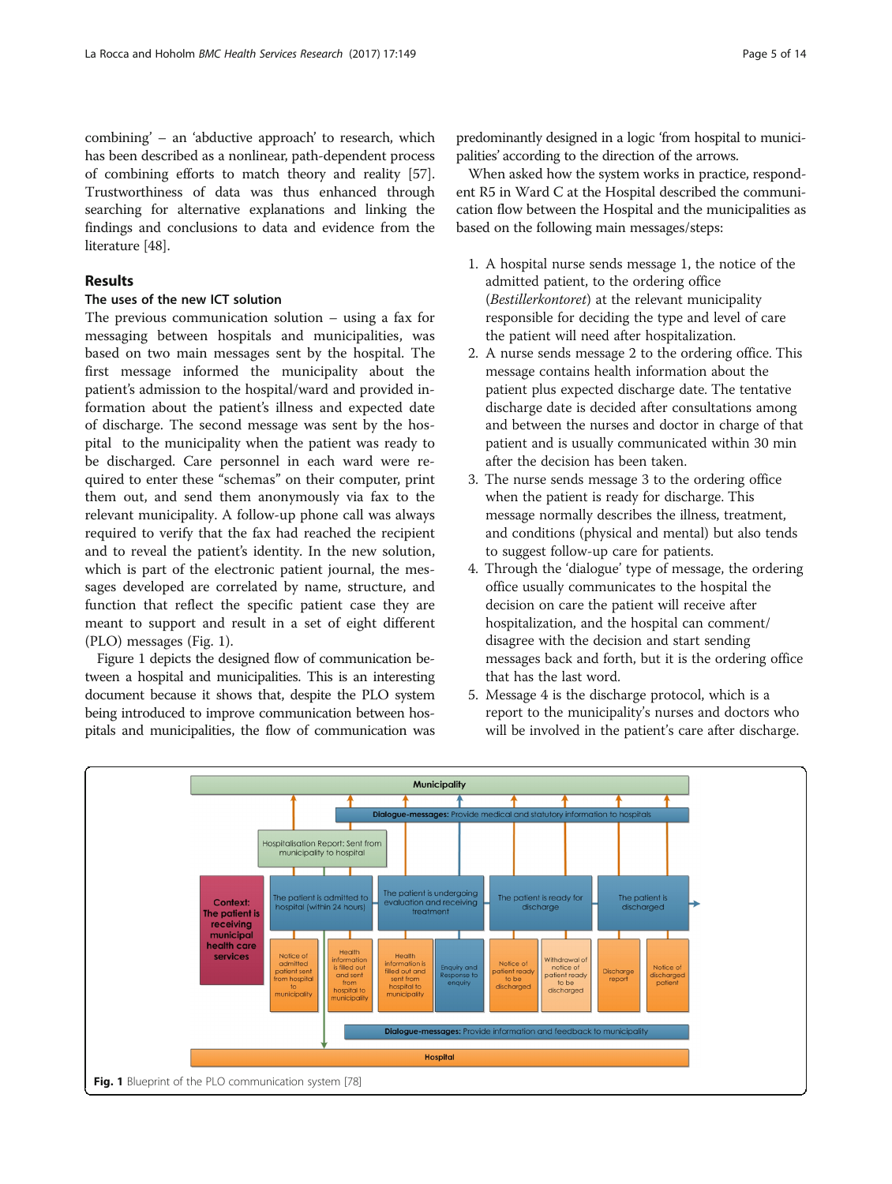combining' – an 'abductive approach' to research, which has been described as a nonlinear, path-dependent process of combining efforts to match theory and reality [57]. Trustworthiness of data was thus enhanced through searching for alternative explanations and linking the findings and conclusions to data and evidence from the literature [48].

## Results

### The uses of the new ICT solution

The previous communication solution – using a fax for messaging between hospitals and municipalities, was based on two main messages sent by the hospital. The first message informed the municipality about the patient's admission to the hospital/ward and provided information about the patient's illness and expected date of discharge. The second message was sent by the hospital to the municipality when the patient was ready to be discharged. Care personnel in each ward were required to enter these "schemas" on their computer, print them out, and send them anonymously via fax to the relevant municipality. A follow-up phone call was always required to verify that the fax had reached the recipient and to reveal the patient's identity. In the new solution, which is part of the electronic patient journal, the messages developed are correlated by name, structure, and function that reflect the specific patient case they are meant to support and result in a set of eight different (PLO) messages (Fig. 1).

Figure 1 depicts the designed flow of communication between a hospital and municipalities. This is an interesting document because it shows that, despite the PLO system being introduced to improve communication between hospitals and municipalities, the flow of communication was predominantly designed in a logic 'from hospital to municipalities' according to the direction of the arrows.

When asked how the system works in practice, respondent R5 in Ward C at the Hospital described the communication flow between the Hospital and the municipalities as based on the following main messages/steps:

1. A hospital nurse sends message 1, the notice of the admitted patient, to the ordering office (*Bestillerkontoret*) at the relevant municipality responsible for deciding the type and level of care the patient will need after hospitalization.
2. A nurse sends message 2 to the ordering office. This message contains health information about the patient plus expected discharge date. The tentative discharge date is decided after consultations among and between the nurses and doctor in charge of that patient and is usually communicated within 30 min after the decision has been taken.
3. The nurse sends message 3 to the ordering office when the patient is ready for discharge. This message normally describes the illness, treatment, and conditions (physical and mental) but also tends to suggest follow-up care for patients.
4. Through the 'dialogue' type of message, the ordering office usually communicates to the hospital the decision on care the patient will receive after hospitalization, and the hospital can comment/disagree with the decision and start sending messages back and forth, but it is the ordering office that has the last word.
5. Message 4 is the discharge protocol, which is a report to the municipality's nurses and doctors who will be involved in the patient's care after discharge.

**Fig. 1** Blueprint of the PLO communication system [78]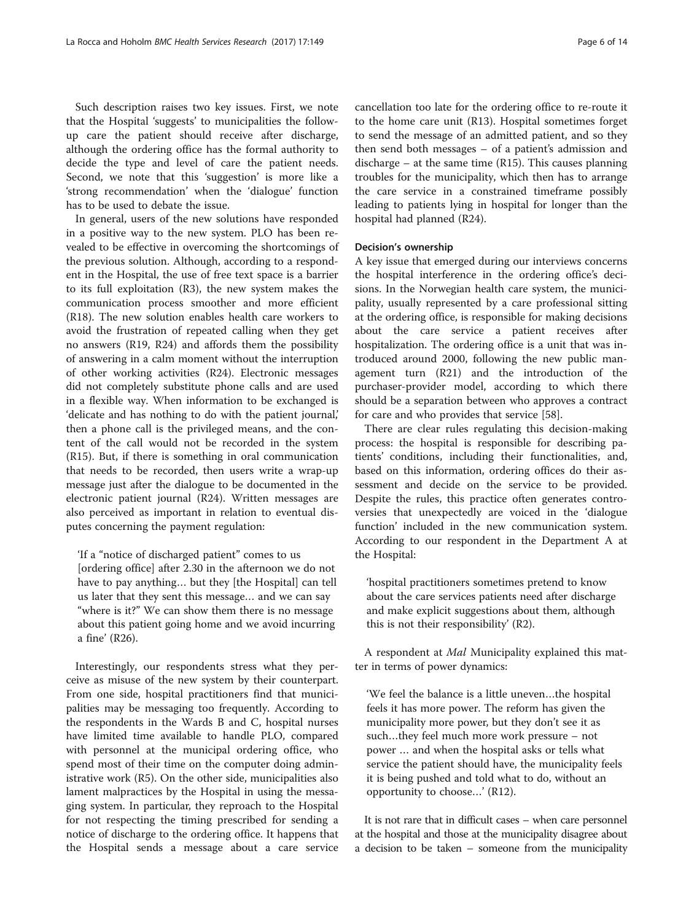Such description raises two key issues. First, we note that the Hospital 'suggests' to municipalities the follow-up care the patient should receive after discharge, although the ordering office has the formal authority to decide the type and level of care the patient needs. Second, we note that this 'suggestion' is more like a 'strong recommendation' when the 'dialogue' function has to be used to debate the issue.

In general, users of the new solutions have responded in a positive way to the new system. PLO has been revealed to be effective in overcoming the shortcomings of the previous solution. Although, according to a respondent in the Hospital, the use of free text space is a barrier to its full exploitation (R3), the new system makes the communication process smoother and more efficient (R18). The new solution enables health care workers to avoid the frustration of repeated calling when they get no answers (R19, R24) and affords them the possibility of answering in a calm moment without the interruption of other working activities (R24). Electronic messages did not completely substitute phone calls and are used in a flexible way. When information to be exchanged is 'delicate and has nothing to do with the patient journal,' then a phone call is the privileged means, and the content of the call would not be recorded in the system (R15). But, if there is something in oral communication that needs to be recorded, then users write a wrap-up message just after the dialogue to be documented in the electronic patient journal (R24). Written messages are also perceived as important in relation to eventual disputes concerning the payment regulation:

> 'If a "notice of discharged patient" comes to us [ordering office] after 2.30 in the afternoon we do not have to pay anything… but they [the Hospital] can tell us later that they sent this message… and we can say "where is it?" We can show them there is no message about this patient going home and we avoid incurring a fine' (R26).

Interestingly, our respondents stress what they perceive as misuse of the new system by their counterpart. From one side, hospital practitioners find that municipalities may be messaging too frequently. According to the respondents in the Wards B and C, hospital nurses have limited time available to handle PLO, compared with personnel at the municipal ordering office, who spend most of their time on the computer doing administrative work (R5). On the other side, municipalities also lament malpractices by the Hospital in using the messaging system. In particular, they reproach to the Hospital for not respecting the timing prescribed for sending a notice of discharge to the ordering office. It happens that the Hospital sends a message about a care service cancellation too late for the ordering office to re-route it to the home care unit (R13). Hospital sometimes forget to send the message of an admitted patient, and so they then send both messages – of a patient's admission and discharge – at the same time (R15). This causes planning troubles for the municipality, which then has to arrange the care service in a constrained timeframe possibly leading to patients lying in hospital for longer than the hospital had planned (R24).

#### Decision's ownership

A key issue that emerged during our interviews concerns the hospital interference in the ordering office's decisions. In the Norwegian health care system, the municipality, usually represented by a care professional sitting at the ordering office, is responsible for making decisions about the care service a patient receives after hospitalization. The ordering office is a unit that was introduced around 2000, following the new public management turn (R21) and the introduction of the purchaser-provider model, according to which there should be a separation between who approves a contract for care and who provides that service [58].

There are clear rules regulating this decision-making process: the hospital is responsible for describing patients' conditions, including their functionalities, and, based on this information, ordering offices do their assessment and decide on the service to be provided. Despite the rules, this practice often generates controversies that unexpectedly are voiced in the 'dialogue function' included in the new communication system. According to our respondent in the Department A at the Hospital:

> 'hospital practitioners sometimes pretend to know about the care services patients need after discharge and make explicit suggestions about them, although this is not their responsibility' (R2).

A respondent at *Mal* Municipality explained this matter in terms of power dynamics:

> 'We feel the balance is a little uneven…the hospital feels it has more power. The reform has given the municipality more power, but they don't see it as such…they feel much more work pressure – not power … and when the hospital asks or tells what service the patient should have, the municipality feels it is being pushed and told what to do, without an opportunity to choose…' (R12).

It is not rare that in difficult cases – when care personnel at the hospital and those at the municipality disagree about a decision to be taken – someone from the municipality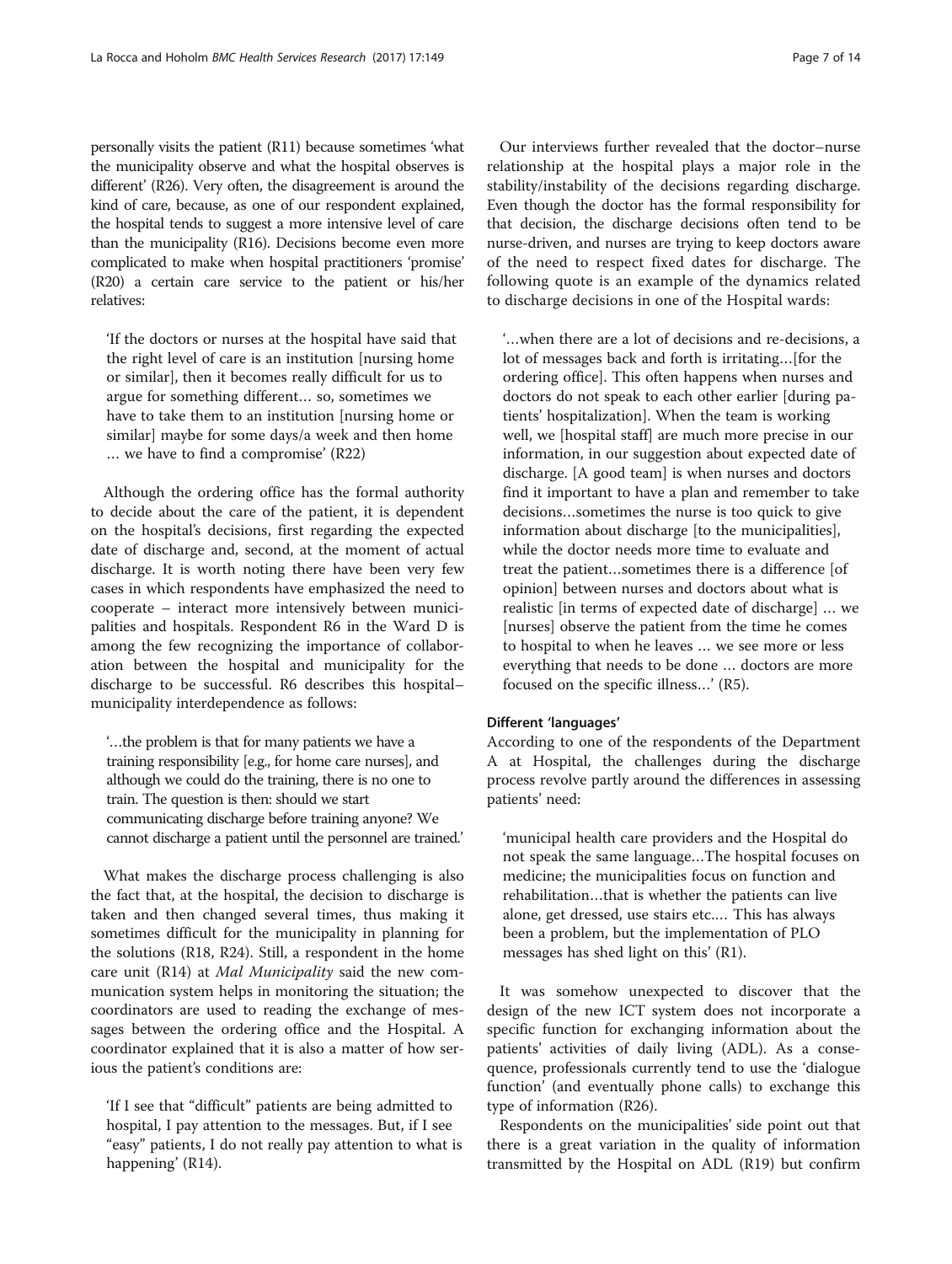personally visits the patient (R11) because sometimes 'what the municipality observe and what the hospital observes is different' (R26). Very often, the disagreement is around the kind of care, because, as one of our respondent explained, the hospital tends to suggest a more intensive level of care than the municipality (R16). Decisions become even more complicated to make when hospital practitioners 'promise' (R20) a certain care service to the patient or his/her relatives:

> 'If the doctors or nurses at the hospital have said that the right level of care is an institution [nursing home or similar], then it becomes really difficult for us to argue for something different… so, sometimes we have to take them to an institution [nursing home or similar] maybe for some days/a week and then home … we have to find a compromise' (R22)

Although the ordering office has the formal authority to decide about the care of the patient, it is dependent on the hospital's decisions, first regarding the expected date of discharge and, second, at the moment of actual discharge. It is worth noting there have been very few cases in which respondents have emphasized the need to cooperate – interact more intensively between municipalities and hospitals. Respondent R6 in the Ward D is among the few recognizing the importance of collaboration between the hospital and municipality for the discharge to be successful. R6 describes this hospital–municipality interdependence as follows:

> '…the problem is that for many patients we have a training responsibility [e.g., for home care nurses], and although we could do the training, there is no one to train. The question is then: should we start communicating discharge before training anyone? We cannot discharge a patient until the personnel are trained.'

What makes the discharge process challenging is also the fact that, at the hospital, the decision to discharge is taken and then changed several times, thus making it sometimes difficult for the municipality in planning for the solutions (R18, R24). Still, a respondent in the home care unit (R14) at *Mal Municipality* said the new communication system helps in monitoring the situation; the coordinators are used to reading the exchange of messages between the ordering office and the Hospital. A coordinator explained that it is also a matter of how serious the patient's conditions are:

> 'If I see that "difficult" patients are being admitted to hospital, I pay attention to the messages. But, if I see "easy" patients, I do not really pay attention to what is happening' (R14).

Our interviews further revealed that the doctor–nurse relationship at the hospital plays a major role in the stability/instability of the decisions regarding discharge. Even though the doctor has the formal responsibility for that decision, the discharge decisions often tend to be nurse-driven, and nurses are trying to keep doctors aware of the need to respect fixed dates for discharge. The following quote is an example of the dynamics related to discharge decisions in one of the Hospital wards:

> '…when there are a lot of decisions and re-decisions, a lot of messages back and forth is irritating…[for the ordering office]. This often happens when nurses and doctors do not speak to each other earlier [during patients' hospitalization]. When the team is working well, we [hospital staff] are much more precise in our information, in our suggestion about expected date of discharge. [A good team] is when nurses and doctors find it important to have a plan and remember to take decisions…sometimes the nurse is too quick to give information about discharge [to the municipalities], while the doctor needs more time to evaluate and treat the patient…sometimes there is a difference [of opinion] between nurses and doctors about what is realistic [in terms of expected date of discharge] … we [nurses] observe the patient from the time he comes to hospital to when he leaves … we see more or less everything that needs to be done … doctors are more focused on the specific illness…' (R5).

#### Different 'languages'

According to one of the respondents of the Department A at Hospital, the challenges during the discharge process revolve partly around the differences in assessing patients' need:

> 'municipal health care providers and the Hospital do not speak the same language…The hospital focuses on medicine; the municipalities focus on function and rehabilitation…that is whether the patients can live alone, get dressed, use stairs etc.… This has always been a problem, but the implementation of PLO messages has shed light on this' (R1).

It was somehow unexpected to discover that the design of the new ICT system does not incorporate a specific function for exchanging information about the patients' activities of daily living (ADL). As a consequence, professionals currently tend to use the 'dialogue function' (and eventually phone calls) to exchange this type of information (R26).

Respondents on the municipalities' side point out that there is a great variation in the quality of information transmitted by the Hospital on ADL (R19) but confirm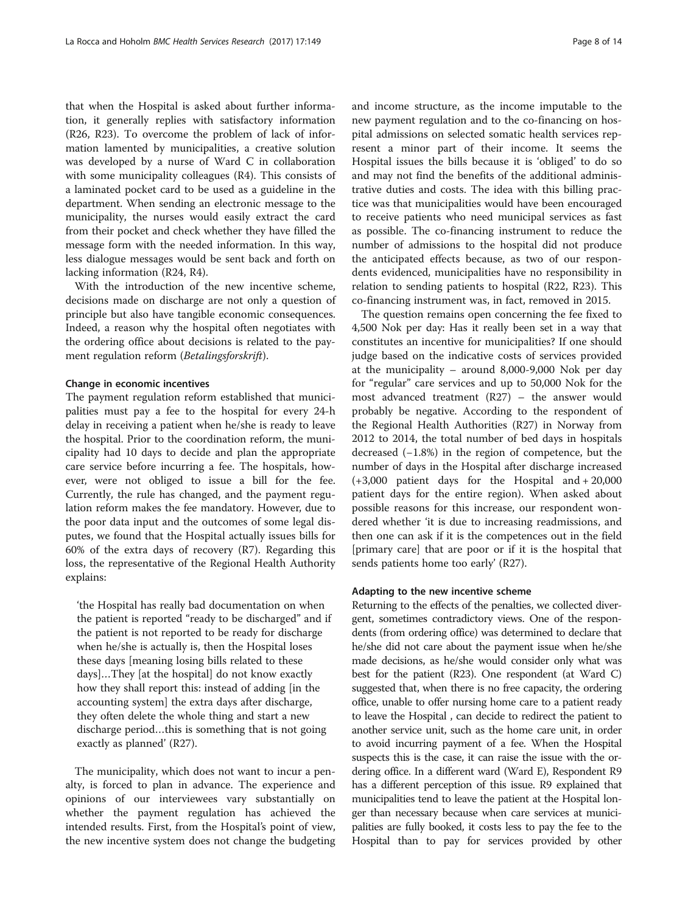that when the Hospital is asked about further information, it generally replies with satisfactory information (R26, R23). To overcome the problem of lack of information lamented by municipalities, a creative solution was developed by a nurse of Ward C in collaboration with some municipality colleagues (R4). This consists of a laminated pocket card to be used as a guideline in the department. When sending an electronic message to the municipality, the nurses would easily extract the card from their pocket and check whether they have filled the message form with the needed information. In this way, less dialogue messages would be sent back and forth on lacking information (R24, R4).

With the introduction of the new incentive scheme, decisions made on discharge are not only a question of principle but also have tangible economic consequences. Indeed, a reason why the hospital often negotiates with the ordering office about decisions is related to the payment regulation reform (*Betalingsforskrift*).

#### Change in economic incentives

The payment regulation reform established that municipalities must pay a fee to the hospital for every 24-h delay in receiving a patient when he/she is ready to leave the hospital. Prior to the coordination reform, the municipality had 10 days to decide and plan the appropriate care service before incurring a fee. The hospitals, however, were not obliged to issue a bill for the fee. Currently, the rule has changed, and the payment regulation reform makes the fee mandatory. However, due to the poor data input and the outcomes of some legal disputes, we found that the Hospital actually issues bills for 60% of the extra days of recovery (R7). Regarding this loss, the representative of the Regional Health Authority explains:

> 'the Hospital has really bad documentation on when the patient is reported "ready to be discharged" and if the patient is not reported to be ready for discharge when he/she is actually is, then the Hospital loses these days [meaning losing bills related to these days]…They [at the hospital] do not know exactly how they shall report this: instead of adding [in the accounting system] the extra days after discharge, they often delete the whole thing and start a new discharge period…this is something that is not going exactly as planned' (R27).

The municipality, which does not want to incur a penalty, is forced to plan in advance. The experience and opinions of our interviewees vary substantially on whether the payment regulation has achieved the intended results. First, from the Hospital's point of view, the new incentive system does not change the budgeting and income structure, as the income imputable to the new payment regulation and to the co-financing on hospital admissions on selected somatic health services represent a minor part of their income. It seems the Hospital issues the bills because it is 'obliged' to do so and may not find the benefits of the additional administrative duties and costs. The idea with this billing practice was that municipalities would have been encouraged to receive patients who need municipal services as fast as possible. The co-financing instrument to reduce the number of admissions to the hospital did not produce the anticipated effects because, as two of our respondents evidenced, municipalities have no responsibility in relation to sending patients to hospital (R22, R23). This co-financing instrument was, in fact, removed in 2015.

The question remains open concerning the fee fixed to 4,500 Nok per day: Has it really been set in a way that constitutes an incentive for municipalities? If one should judge based on the indicative costs of services provided at the municipality – around 8,000-9,000 Nok per day for "regular" care services and up to 50,000 Nok for the most advanced treatment (R27) – the answer would probably be negative. According to the respondent of the Regional Health Authorities (R27) in Norway from 2012 to 2014, the total number of bed days in hospitals decreased (−1.8%) in the region of competence, but the number of days in the Hospital after discharge increased (+3,000 patient days for the Hospital and + 20,000 patient days for the entire region). When asked about possible reasons for this increase, our respondent wondered whether 'it is due to increasing readmissions, and then one can ask if it is the competences out in the field [primary care] that are poor or if it is the hospital that sends patients home too early' (R27).

#### Adapting to the new incentive scheme

Returning to the effects of the penalties, we collected divergent, sometimes contradictory views. One of the respondents (from ordering office) was determined to declare that he/she did not care about the payment issue when he/she made decisions, as he/she would consider only what was best for the patient (R23). One respondent (at Ward C) suggested that, when there is no free capacity, the ordering office, unable to offer nursing home care to a patient ready to leave the Hospital , can decide to redirect the patient to another service unit, such as the home care unit, in order to avoid incurring payment of a fee. When the Hospital suspects this is the case, it can raise the issue with the ordering office. In a different ward (Ward E), Respondent R9 has a different perception of this issue. R9 explained that municipalities tend to leave the patient at the Hospital longer than necessary because when care services at municipalities are fully booked, it costs less to pay the fee to the Hospital than to pay for services provided by other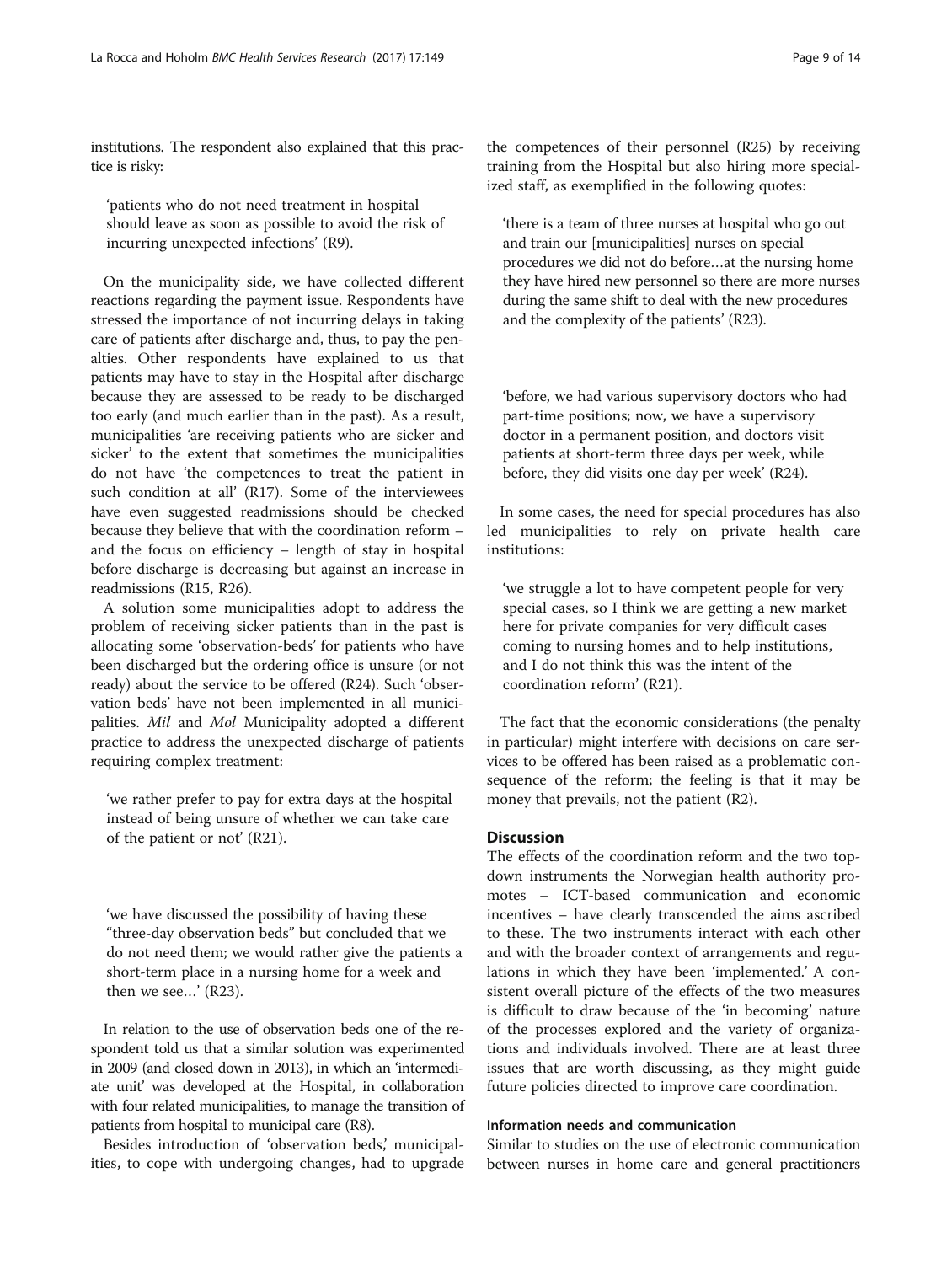institutions. The respondent also explained that this practice is risky:

> 'patients who do not need treatment in hospital should leave as soon as possible to avoid the risk of incurring unexpected infections' (R9).

On the municipality side, we have collected different reactions regarding the payment issue. Respondents have stressed the importance of not incurring delays in taking care of patients after discharge and, thus, to pay the penalties. Other respondents have explained to us that patients may have to stay in the Hospital after discharge because they are assessed to be ready to be discharged too early (and much earlier than in the past). As a result, municipalities 'are receiving patients who are sicker and sicker' to the extent that sometimes the municipalities do not have 'the competences to treat the patient in such condition at all' (R17). Some of the interviewees have even suggested readmissions should be checked because they believe that with the coordination reform – and the focus on efficiency – length of stay in hospital before discharge is decreasing but against an increase in readmissions (R15, R26).

A solution some municipalities adopt to address the problem of receiving sicker patients than in the past is allocating some 'observation-beds' for patients who have been discharged but the ordering office is unsure (or not ready) about the service to be offered (R24). Such 'observation beds' have not been implemented in all municipalities. *Mil* and *Mol* Municipality adopted a different practice to address the unexpected discharge of patients requiring complex treatment:

> 'we rather prefer to pay for extra days at the hospital instead of being unsure of whether we can take care of the patient or not' (R21).

> 'we have discussed the possibility of having these "three-day observation beds" but concluded that we do not need them; we would rather give the patients a short-term place in a nursing home for a week and then we see…' (R23).

In relation to the use of observation beds one of the respondent told us that a similar solution was experimented in 2009 (and closed down in 2013), in which an 'intermediate unit' was developed at the Hospital, in collaboration with four related municipalities, to manage the transition of patients from hospital to municipal care (R8).

Besides introduction of 'observation beds,' municipalities, to cope with undergoing changes, had to upgrade the competences of their personnel (R25) by receiving training from the Hospital but also hiring more specialized staff, as exemplified in the following quotes:

> 'there is a team of three nurses at hospital who go out and train our [municipalities] nurses on special procedures we did not do before…at the nursing home they have hired new personnel so there are more nurses during the same shift to deal with the new procedures and the complexity of the patients' (R23).

> 'before, we had various supervisory doctors who had part-time positions; now, we have a supervisory doctor in a permanent position, and doctors visit patients at short-term three days per week, while before, they did visits one day per week' (R24).

In some cases, the need for special procedures has also led municipalities to rely on private health care institutions:

> 'we struggle a lot to have competent people for very special cases, so I think we are getting a new market here for private companies for very difficult cases coming to nursing homes and to help institutions, and I do not think this was the intent of the coordination reform' (R21).

The fact that the economic considerations (the penalty in particular) might interfere with decisions on care services to be offered has been raised as a problematic consequence of the reform; the feeling is that it may be money that prevails, not the patient (R2).

## Discussion

The effects of the coordination reform and the two top-down instruments the Norwegian health authority promotes – ICT-based communication and economic incentives – have clearly transcended the aims ascribed to these. The two instruments interact with each other and with the broader context of arrangements and regulations in which they have been 'implemented.' A consistent overall picture of the effects of the two measures is difficult to draw because of the 'in becoming' nature of the processes explored and the variety of organizations and individuals involved. There are at least three issues that are worth discussing, as they might guide future policies directed to improve care coordination.

### Information needs and communication

Similar to studies on the use of electronic communication between nurses in home care and general practitioners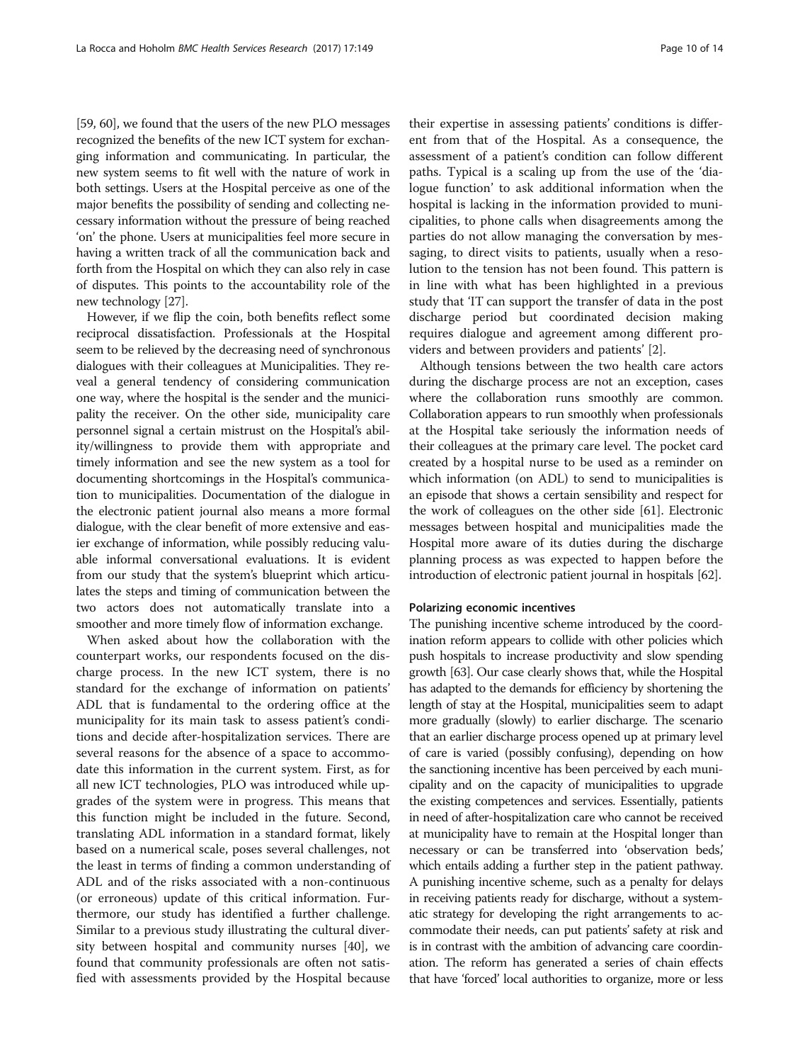[59, 60], we found that the users of the new PLO messages recognized the benefits of the new ICT system for exchanging information and communicating. In particular, the new system seems to fit well with the nature of work in both settings. Users at the Hospital perceive as one of the major benefits the possibility of sending and collecting necessary information without the pressure of being reached 'on' the phone. Users at municipalities feel more secure in having a written track of all the communication back and forth from the Hospital on which they can also rely in case of disputes. This points to the accountability role of the new technology [27].

However, if we flip the coin, both benefits reflect some reciprocal dissatisfaction. Professionals at the Hospital seem to be relieved by the decreasing need of synchronous dialogues with their colleagues at Municipalities. They reveal a general tendency of considering communication one way, where the hospital is the sender and the municipality the receiver. On the other side, municipality care personnel signal a certain mistrust on the Hospital's ability/willingness to provide them with appropriate and timely information and see the new system as a tool for documenting shortcomings in the Hospital's communication to municipalities. Documentation of the dialogue in the electronic patient journal also means a more formal dialogue, with the clear benefit of more extensive and easier exchange of information, while possibly reducing valuable informal conversational evaluations. It is evident from our study that the system's blueprint which articulates the steps and timing of communication between the two actors does not automatically translate into a smoother and more timely flow of information exchange.

When asked about how the collaboration with the counterpart works, our respondents focused on the discharge process. In the new ICT system, there is no standard for the exchange of information on patients' ADL that is fundamental to the ordering office at the municipality for its main task to assess patient's conditions and decide after-hospitalization services. There are several reasons for the absence of a space to accommodate this information in the current system. First, as for all new ICT technologies, PLO was introduced while upgrades of the system were in progress. This means that this function might be included in the future. Second, translating ADL information in a standard format, likely based on a numerical scale, poses several challenges, not the least in terms of finding a common understanding of ADL and of the risks associated with a non-continuous (or erroneous) update of this critical information. Furthermore, our study has identified a further challenge. Similar to a previous study illustrating the cultural diversity between hospital and community nurses [40], we found that community professionals are often not satisfied with assessments provided by the Hospital because their expertise in assessing patients' conditions is different from that of the Hospital. As a consequence, the assessment of a patient's condition can follow different paths. Typical is a scaling up from the use of the 'dialogue function' to ask additional information when the hospital is lacking in the information provided to municipalities, to phone calls when disagreements among the parties do not allow managing the conversation by messaging, to direct visits to patients, usually when a resolution to the tension has not been found. This pattern is in line with what has been highlighted in a previous study that 'IT can support the transfer of data in the post discharge period but coordinated decision making requires dialogue and agreement among different providers and between providers and patients' [2].

Although tensions between the two health care actors during the discharge process are not an exception, cases where the collaboration runs smoothly are common. Collaboration appears to run smoothly when professionals at the Hospital take seriously the information needs of their colleagues at the primary care level. The pocket card created by a hospital nurse to be used as a reminder on which information (on ADL) to send to municipalities is an episode that shows a certain sensibility and respect for the work of colleagues on the other side [61]. Electronic messages between hospital and municipalities made the Hospital more aware of its duties during the discharge planning process as was expected to happen before the introduction of electronic patient journal in hospitals [62].

#### Polarizing economic incentives

The punishing incentive scheme introduced by the coordination reform appears to collide with other policies which push hospitals to increase productivity and slow spending growth [63]. Our case clearly shows that, while the Hospital has adapted to the demands for efficiency by shortening the length of stay at the Hospital, municipalities seem to adapt more gradually (slowly) to earlier discharge. The scenario that an earlier discharge process opened up at primary level of care is varied (possibly confusing), depending on how the sanctioning incentive has been perceived by each municipality and on the capacity of municipalities to upgrade the existing competences and services. Essentially, patients in need of after-hospitalization care who cannot be received at municipality have to remain at the Hospital longer than necessary or can be transferred into 'observation beds,' which entails adding a further step in the patient pathway. A punishing incentive scheme, such as a penalty for delays in receiving patients ready for discharge, without a systematic strategy for developing the right arrangements to accommodate their needs, can put patients' safety at risk and is in contrast with the ambition of advancing care coordination. The reform has generated a series of chain effects that have 'forced' local authorities to organize, more or less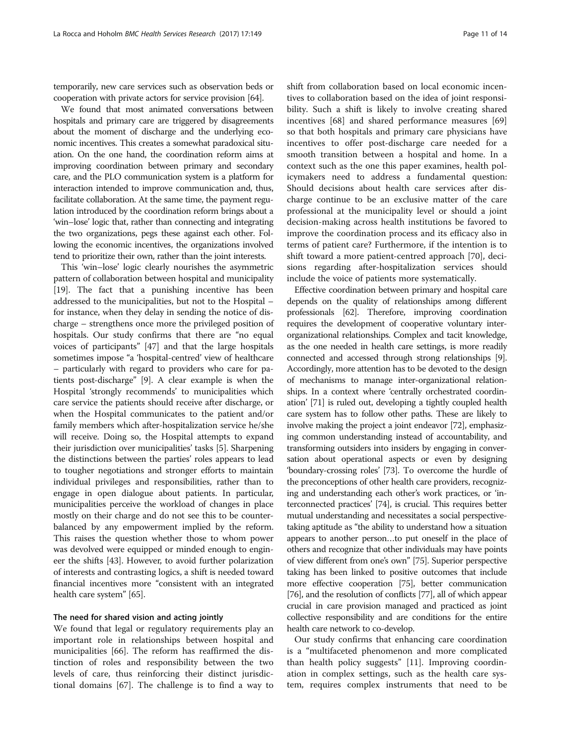temporarily, new care services such as observation beds or cooperation with private actors for service provision [64].

We found that most animated conversations between hospitals and primary care are triggered by disagreements about the moment of discharge and the underlying economic incentives. This creates a somewhat paradoxical situation. On the one hand, the coordination reform aims at improving coordination between primary and secondary care, and the PLO communication system is a platform for interaction intended to improve communication and, thus, facilitate collaboration. At the same time, the payment regulation introduced by the coordination reform brings about a 'win–lose' logic that, rather than connecting and integrating the two organizations, pegs these against each other. Following the economic incentives, the organizations involved tend to prioritize their own, rather than the joint interests.

This 'win–lose' logic clearly nourishes the asymmetric pattern of collaboration between hospital and municipality [19]. The fact that a punishing incentive has been addressed to the municipalities, but not to the Hospital – for instance, when they delay in sending the notice of discharge – strengthens once more the privileged position of hospitals. Our study confirms that there are "no equal voices of participants" [47] and that the large hospitals sometimes impose "a 'hospital-centred' view of healthcare – particularly with regard to providers who care for patients post-discharge" [9]. A clear example is when the Hospital 'strongly recommends' to municipalities which care service the patients should receive after discharge, or when the Hospital communicates to the patient and/or family members which after-hospitalization service he/she will receive. Doing so, the Hospital attempts to expand their jurisdiction over municipalities' tasks [5]. Sharpening the distinctions between the parties' roles appears to lead to tougher negotiations and stronger efforts to maintain individual privileges and responsibilities, rather than to engage in open dialogue about patients. In particular, municipalities perceive the workload of changes in place mostly on their charge and do not see this to be counterbalanced by any empowerment implied by the reform. This raises the question whether those to whom power was devolved were equipped or minded enough to engineer the shifts [43]. However, to avoid further polarization of interests and contrasting logics, a shift is needed toward financial incentives more "consistent with an integrated health care system" [65].

### The need for shared vision and acting jointly

We found that legal or regulatory requirements play an important role in relationships between hospital and municipalities [66]. The reform has reaffirmed the distinction of roles and responsibility between the two levels of care, thus reinforcing their distinct jurisdictional domains [67]. The challenge is to find a way to shift from collaboration based on local economic incentives to collaboration based on the idea of joint responsibility. Such a shift is likely to involve creating shared incentives [68] and shared performance measures [69] so that both hospitals and primary care physicians have incentives to offer post-discharge care needed for a smooth transition between a hospital and home. In a context such as the one this paper examines, health policymakers need to address a fundamental question: Should decisions about health care services after discharge continue to be an exclusive matter of the care professional at the municipality level or should a joint decision-making across health institutions be favored to improve the coordination process and its efficacy also in terms of patient care? Furthermore, if the intention is to shift toward a more patient-centred approach [70], decisions regarding after-hospitalization services should include the voice of patients more systematically.

Effective coordination between primary and hospital care depends on the quality of relationships among different professionals [62]. Therefore, improving coordination requires the development of cooperative voluntary inter-organizational relationships. Complex and tacit knowledge, as the one needed in health care settings, is more readily connected and accessed through strong relationships [9]. Accordingly, more attention has to be devoted to the design of mechanisms to manage inter-organizational relationships. In a context where 'centrally orchestrated coordination' [71] is ruled out, developing a tightly coupled health care system has to follow other paths. These are likely to involve making the project a joint endeavor [72], emphasizing common understanding instead of accountability, and transforming outsiders into insiders by engaging in conversation about operational aspects or even by designing 'boundary-crossing roles' [73]. To overcome the hurdle of the preconceptions of other health care providers, recognizing and understanding each other's work practices, or 'interconnected practices' [74], is crucial. This requires better mutual understanding and necessitates a social perspective-taking aptitude as "the ability to understand how a situation appears to another person…to put oneself in the place of others and recognize that other individuals may have points of view different from one's own" [75]. Superior perspective taking has been linked to positive outcomes that include more effective cooperation [75], better communication [76], and the resolution of conflicts [77], all of which appear crucial in care provision managed and practiced as joint collective responsibility and are conditions for the entire health care network to co-develop.

Our study confirms that enhancing care coordination is a "multifaceted phenomenon and more complicated than health policy suggests" [11]. Improving coordination in complex settings, such as the health care system, requires complex instruments that need to be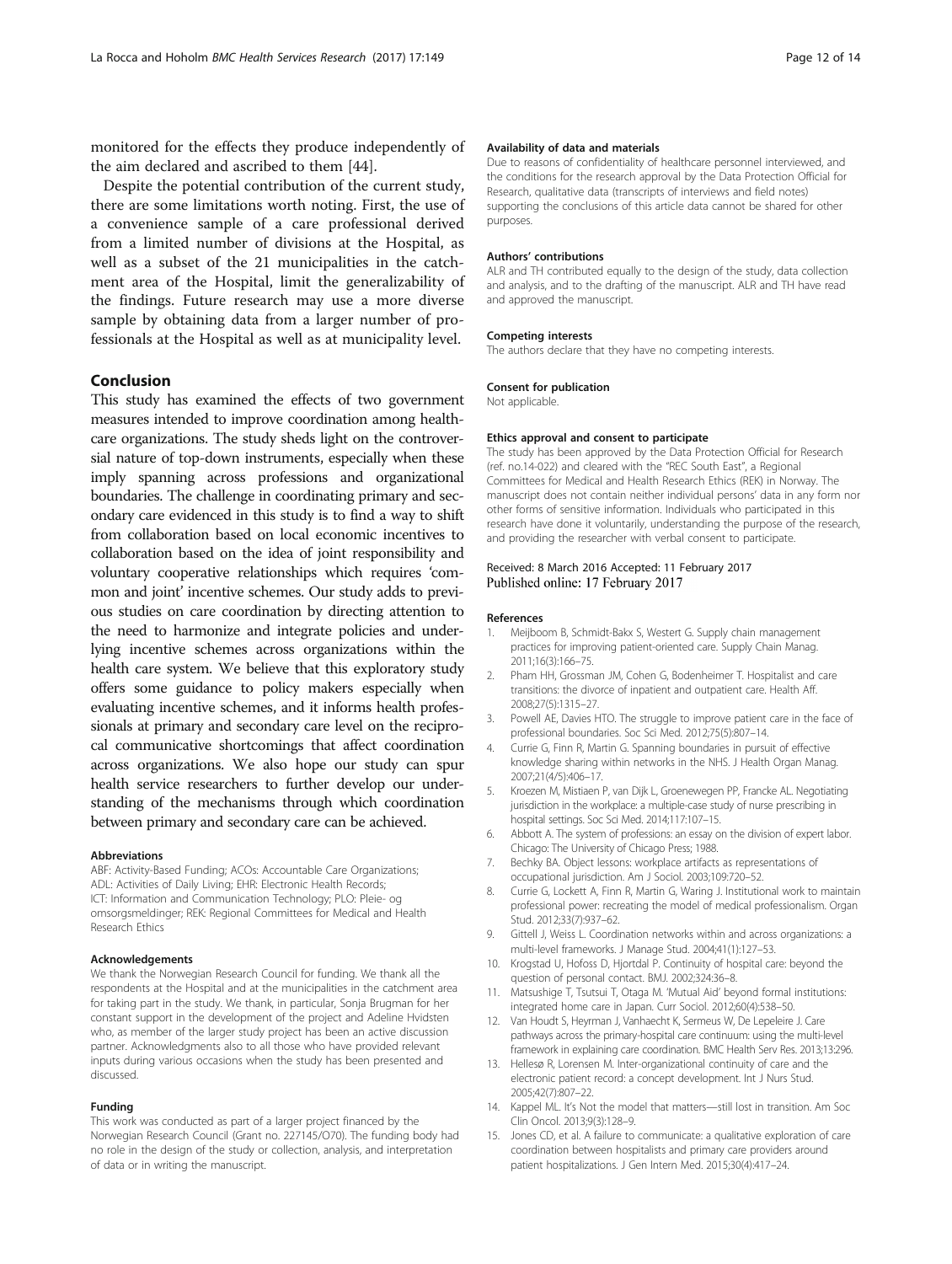monitored for the effects they produce independently of the aim declared and ascribed to them [44].

Despite the potential contribution of the current study, there are some limitations worth noting. First, the use of a convenience sample of a care professional derived from a limited number of divisions at the Hospital, as well as a subset of the 21 municipalities in the catchment area of the Hospital, limit the generalizability of the findings. Future research may use a more diverse sample by obtaining data from a larger number of professionals at the Hospital as well as at municipality level.

## Conclusion

This study has examined the effects of two government measures intended to improve coordination among healthcare organizations. The study sheds light on the controversial nature of top-down instruments, especially when these imply spanning across professions and organizational boundaries. The challenge in coordinating primary and secondary care evidenced in this study is to find a way to shift from collaboration based on local economic incentives to collaboration based on the idea of joint responsibility and voluntary cooperative relationships which requires 'common and joint' incentive schemes. Our study adds to previous studies on care coordination by directing attention to the need to harmonize and integrate policies and underlying incentive schemes across organizations within the health care system. We believe that this exploratory study offers some guidance to policy makers especially when evaluating incentive schemes, and it informs health professionals at primary and secondary care level on the reciprocal communicative shortcomings that affect coordination across organizations. We also hope our study can spur health service researchers to further develop our understanding of the mechanisms through which coordination between primary and secondary care can be achieved.

#### Abbreviations

ABF: Activity-Based Funding; ACOs: Accountable Care Organizations; ADL: Activities of Daily Living; EHR: Electronic Health Records; ICT: Information and Communication Technology; PLO: Pleie- og omsorgsmeldinger; REK: Regional Committees for Medical and Health Research Ethics

#### Acknowledgements

We thank the Norwegian Research Council for funding. We thank all the respondents at the Hospital and at the municipalities in the catchment area for taking part in the study. We thank, in particular, Sonja Brugman for her constant support in the development of the project and Adeline Hvidsten who, as member of the larger study project has been an active discussion partner. Acknowledgments also to all those who have provided relevant inputs during various occasions when the study has been presented and discussed.

#### Funding

This work was conducted as part of a larger project financed by the Norwegian Research Council (Grant no. 227145/O70). The funding body had no role in the design of the study or collection, analysis, and interpretation of data or in writing the manuscript.

#### Availability of data and materials

Due to reasons of confidentiality of healthcare personnel interviewed, and the conditions for the research approval by the Data Protection Official for Research, qualitative data (transcripts of interviews and field notes) supporting the conclusions of this article data cannot be shared for other purposes.

#### Authors' contributions

ALR and TH contributed equally to the design of the study, data collection and analysis, and to the drafting of the manuscript. ALR and TH have read and approved the manuscript.

#### Competing interests

The authors declare that they have no competing interests.

#### Consent for publication

Not applicable.

#### Ethics approval and consent to participate

The study has been approved by the Data Protection Official for Research (ref. no.14-022) and cleared with the "REC South East", a Regional Committees for Medical and Health Research Ethics (REK) in Norway. The manuscript does not contain neither individual persons' data in any form nor other forms of sensitive information. Individuals who participated in this research have done it voluntarily, understanding the purpose of the research, and providing the researcher with verbal consent to participate.

Received: 8 March 2016 Accepted: 11 February 2017
Published online: 17 February 2017

#### References

1. Meijboom B, Schmidt-Bakx S, Westert G. Supply chain management practices for improving patient-oriented care. Supply Chain Manag. 2011;16(3):166–75.
2. Pham HH, Grossman JM, Cohen G, Bodenheimer T. Hospitalist and care transitions: the divorce of inpatient and outpatient care. Health Aff. 2008;27(5):1315–27.
3. Powell AE, Davies HTO. The struggle to improve patient care in the face of professional boundaries. Soc Sci Med. 2012;75(5):807–14.
4. Currie G, Finn R, Martin G. Spanning boundaries in pursuit of effective knowledge sharing within networks in the NHS. J Health Organ Manag. 2007;21(4/5):406–17.
5. Kroezen M, Mistiaen P, van Dijk L, Groenewegen PP, Francke AL. Negotiating jurisdiction in the workplace: a multiple-case study of nurse prescribing in hospital settings. Soc Sci Med. 2014;117:107–15.
6. Abbott A. The system of professions: an essay on the division of expert labor. Chicago: The University of Chicago Press; 1988.
7. Bechky BA. Object lessons: workplace artifacts as representations of occupational jurisdiction. Am J Sociol. 2003;109:720–52.
8. Currie G, Lockett A, Finn R, Martin G, Waring J. Institutional work to maintain professional power: recreating the model of medical professionalism. Organ Stud. 2012;33(7):937–62.
9. Gittell J, Weiss L. Coordination networks within and across organizations: a multi-level frameworks. J Manage Stud. 2004;41(1):127–53.
10. Krogstad U, Hofoss D, Hjortdal P. Continuity of hospital care: beyond the question of personal contact. BMJ. 2002;324:36–8.
11. Matsushige T, Tsutsui T, Otaga M. 'Mutual Aid' beyond formal institutions: integrated home care in Japan. Curr Sociol. 2012;60(4):538–50.
12. Van Houdt S, Heyrman J, Vanhaecht K, Sermeus W, De Lepeleire J. Care pathways across the primary-hospital care continuum: using the multi-level framework in explaining care coordination. BMC Health Serv Res. 2013;13:296.
13. Hellesø R, Lorensen M. Inter-organizational continuity of care and the electronic patient record: a concept development. Int J Nurs Stud. 2005;42(7):807–22.
14. Kappel ML. It's Not the model that matters—still lost in transition. Am Soc Clin Oncol. 2013;9(3):128–9.
15. Jones CD, et al. A failure to communicate: a qualitative exploration of care coordination between hospitalists and primary care providers around patient hospitalizations. J Gen Intern Med. 2015;30(4):417–24.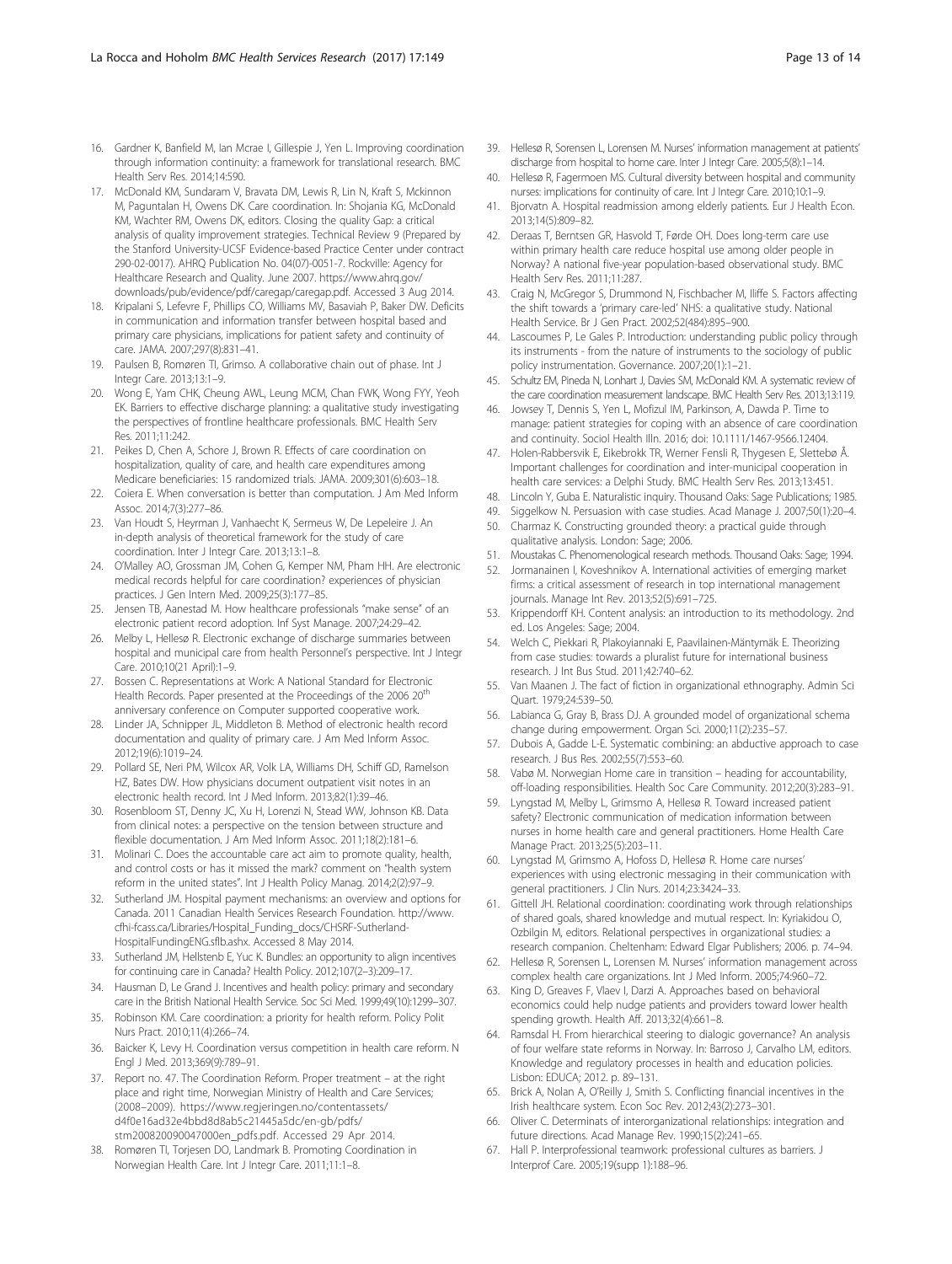16. Gardner K, Banfield M, Ian Mcrae I, Gillespie J, Yen L. Improving coordination through information continuity: a framework for translational research. BMC Health Serv Res. 2014;14:590.
17. McDonald KM, Sundaram V, Bravata DM, Lewis R, Lin N, Kraft S, Mckinnon M, Paguntalan H, Owens DK. Care coordination. In: Shojania KG, McDonald KM, Wachter RM, Owens DK, editors. Closing the quality Gap: a critical analysis of quality improvement strategies. Technical Review 9 (Prepared by the Stanford University-UCSF Evidence-based Practice Center under contract 290-02-0017). AHRQ Publication No. 04(07)-0051-7. Rockville: Agency for Healthcare Research and Quality. June 2007. https://www.ahrq.gov/downloads/pub/evidence/pdf/caregap/caregap.pdf. Accessed 3 Aug 2014.
18. Kripalani S, Lefevre F, Phillips CO, Williams MV, Basaviah P, Baker DW. Deficits in communication and information transfer between hospital based and primary care physicians, implications for patient safety and continuity of care. JAMA. 2007;297(8):831–41.
19. Paulsen B, Romøren TI, Grimso. A collaborative chain out of phase. Int J Integr Care. 2013;13:1–9.
20. Wong E, Yam CHK, Cheung AWL, Leung MCM, Chan FWK, Wong FYY, Yeoh EK. Barriers to effective discharge planning: a qualitative study investigating the perspectives of frontline healthcare professionals. BMC Health Serv Res. 2011;11:242.
21. Peikes D, Chen A, Schore J, Brown R. Effects of care coordination on hospitalization, quality of care, and health care expenditures among Medicare beneficiaries: 15 randomized trials. JAMA. 2009;301(6):603–18.
22. Coiera E. When conversation is better than computation. J Am Med Inform Assoc. 2014;7(3):277–86.
23. Van Houdt S, Heyrman J, Vanhaecht K, Sermeus W, De Lepeleire J. An in-depth analysis of theoretical framework for the study of care coordination. Inter J Integr Care. 2013;13:1–8.
24. O'Malley AO, Grossman JM, Cohen G, Kemper NM, Pham HH. Are electronic medical records helpful for care coordination? experiences of physician practices. J Gen Intern Med. 2009;25(3):177–85.
25. Jensen TB, Aanestad M. How healthcare professionals "make sense" of an electronic patient record adoption. Inf Syst Manage. 2007;24:29–42.
26. Melby L, Hellesø R. Electronic exchange of discharge summaries between hospital and municipal care from health Personnel's perspective. Int J Integr Care. 2010;10(21 April):1–9.
27. Bossen C. Representations at Work: A National Standard for Electronic Health Records. Paper presented at the Proceedings of the 2006 20th anniversary conference on Computer supported cooperative work.
28. Linder JA, Schnipper JL, Middleton B. Method of electronic health record documentation and quality of primary care. J Am Med Inform Assoc. 2012;19(6):1019–24.
29. Pollard SE, Neri PM, Wilcox AR, Volk LA, Williams DH, Schiff GD, Ramelson HZ, Bates DW. How physicians document outpatient visit notes in an electronic health record. Int J Med Inform. 2013;82(1):39–46.
30. Rosenbloom ST, Denny JC, Xu H, Lorenzi N, Stead WW, Johnson KB. Data from clinical notes: a perspective on the tension between structure and flexible documentation. J Am Med Inform Assoc. 2011;18(2):181–6.
31. Molinari C. Does the accountable care act aim to promote quality, health, and control costs or has it missed the mark? comment on "health system reform in the united states". Int J Health Policy Manag. 2014;2(2):97–9.
32. Sutherland JM. Hospital payment mechanisms: an overview and options for Canada. 2011 Canadian Health Services Research Foundation. http://www.cfhi-fcass.ca/Libraries/Hospital_Funding_docs/CHSRF-Sutherland-HospitalFundingENG.sflb.ashx. Accessed 8 May 2014.
33. Sutherland JM, Hellstenb E, Yuc K. Bundles: an opportunity to align incentives for continuing care in Canada? Health Policy. 2012;107(2–3):209–17.
34. Hausman D, Le Grand J. Incentives and health policy: primary and secondary care in the British National Health Service. Soc Sci Med. 1999;49(10):1299–307.
35. Robinson KM. Care coordination: a priority for health reform. Policy Polit Nurs Pract. 2010;11(4):266–74.
36. Baicker K, Levy H. Coordination versus competition in health care reform. N Engl J Med. 2013;369(9):789–91.
37. Report no. 47. The Coordination Reform. Proper treatment – at the right place and right time, Norwegian Ministry of Health and Care Services; (2008–2009). https://www.regjeringen.no/contentassets/d4f0e16ad32e4bbd8d8ab5c21445a5dc/en-gb/pdfs/stm200820090047000en_pdfs.pdf. Accessed 29 Apr 2014.
38. Romøren TI, Torjesen DO, Landmark B. Promoting Coordination in Norwegian Health Care. Int J Integr Care. 2011;11:1–8.
39. Hellesø R, Sorensen L, Lorensen M. Nurses' information management at patients' discharge from hospital to home care. Inter J Integr Care. 2005;5(8):1–14.
40. Hellesø R, Fagermoen MS. Cultural diversity between hospital and community nurses: implications for continuity of care. Int J Integr Care. 2010;10:1–9.
41. Bjorvatn A. Hospital readmission among elderly patients. Eur J Health Econ. 2013;14(5):809–82.
42. Deraas T, Berntsen GR, Hasvold T, Førde OH. Does long-term care use within primary health care reduce hospital use among older people in Norway? A national five-year population-based observational study. BMC Health Serv Res. 2011;11:287.
43. Craig N, McGregor S, Drummond N, Fischbacher M, Iliffe S. Factors affecting the shift towards a 'primary care-led' NHS: a qualitative study. National Health Service. Br J Gen Pract. 2002;52(484):895–900.
44. Lascoumes P, Le Gales P. Introduction: understanding public policy through its instruments - from the nature of instruments to the sociology of public policy instrumentation. Governance. 2007;20(1):1–21.
45. Schultz EM, Pineda N, Lonhart J, Davies SM, McDonald KM. A systematic review of the care coordination measurement landscape. BMC Health Serv Res. 2013;13:119.
46. Jowsey T, Dennis S, Yen L, Mofizul IM, Parkinson, A, Dawda P. Time to manage: patient strategies for coping with an absence of care coordination and continuity. Sociol Health Illn. 2016; doi: 10.1111/1467-9566.12404.
47. Holen-Rabbersvik E, Eikebrokk TR, Werner Fensli R, Thygesen E, Slettebø Å. Important challenges for coordination and inter-municipal cooperation in health care services: a Delphi Study. BMC Health Serv Res. 2013;13:451.
48. Lincoln Y, Guba E. Naturalistic inquiry. Thousand Oaks: Sage Publications; 1985.
49. Siggelkow N. Persuasion with case studies. Acad Manage J. 2007;50(1):20–4.
50. Charmaz K. Constructing grounded theory: a practical guide through qualitative analysis. London: Sage; 2006.
51. Moustakas C. Phenomenological research methods. Thousand Oaks: Sage; 1994.
52. Jormanainen I, Koveshnikov A. International activities of emerging market firms: a critical assessment of research in top international management journals. Manage Int Rev. 2013;52(5):691–725.
53. Krippendorff KH. Content analysis: an introduction to its methodology. 2nd ed. Los Angeles: Sage; 2004.
54. Welch C, Piekkari R, Plakoyiannaki E, Paavilainen-Mäntymäk E. Theorizing from case studies: towards a pluralist future for international business research. J Int Bus Stud. 2011;42:740–62.
55. Van Maanen J. The fact of fiction in organizational ethnography. Admin Sci Quart. 1979;24:539–50.
56. Labianca G, Gray B, Brass DJ. A grounded model of organizational schema change during empowerment. Organ Sci. 2000;11(2):235–57.
57. Dubois A, Gadde L-E. Systematic combining: an abductive approach to case research. J Bus Res. 2002;55(7):553–60.
58. Vabø M. Norwegian Home care in transition – heading for accountability, off-loading responsibilities. Health Soc Care Community. 2012;20(3):283–91.
59. Lyngstad M, Melby L, Grimsmo A, Hellesø R. Toward increased patient safety? Electronic communication of medication information between nurses in home health care and general practitioners. Home Health Care Manage Pract. 2013;25(5):203–11.
60. Lyngstad M, Grimsmo A, Hofoss D, Hellesø R. Home care nurses' experiences with using electronic messaging in their communication with general practitioners. J Clin Nurs. 2014;23:3424–33.
61. Gittell JH. Relational coordination: coordinating work through relationships of shared goals, shared knowledge and mutual respect. In: Kyriakidou O, Ozbilgin M, editors. Relational perspectives in organizational studies: a research companion. Cheltenham: Edward Elgar Publishers; 2006. p. 74–94.
62. Hellesø R, Sorensen L, Lorensen M. Nurses' information management across complex health care organizations. Int J Med Inform. 2005;74:960–72.
63. King D, Greaves F, Vlaev I, Darzi A. Approaches based on behavioral economics could help nudge patients and providers toward lower health spending growth. Health Aff. 2013;32(4):661–8.
64. Ramsdal H. From hierarchical steering to dialogic governance? An analysis of four welfare state reforms in Norway. In: Barroso J, Carvalho LM, editors. Knowledge and regulatory processes in health and education policies. Lisbon: EDUCA; 2012. p. 89–131.
65. Brick A, Nolan A, O'Reilly J, Smith S. Conflicting financial incentives in the Irish healthcare system. Econ Soc Rev. 2012;43(2):273–301.
66. Oliver C. Determinats of interorganizational relationships: integration and future directions. Acad Manage Rev. 1990;15(2):241–65.
67. Hall P. Interprofessional teamwork: professional cultures as barriers. J Interprof Care. 2005;19(supp 1):188–96.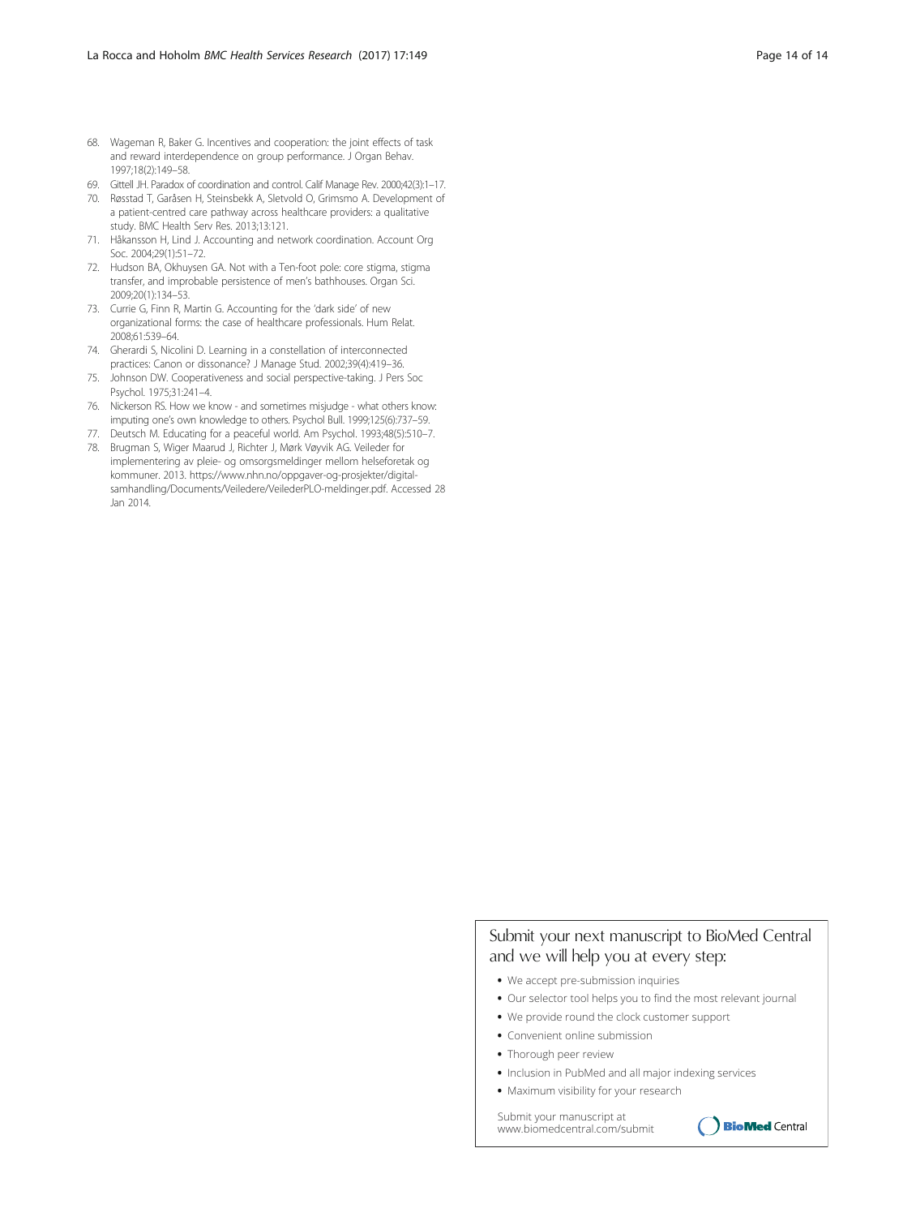68. Wageman R, Baker G. Incentives and cooperation: the joint effects of task and reward interdependence on group performance. J Organ Behav. 1997;18(2):149–58.
69. Gittell JH. Paradox of coordination and control. Calif Manage Rev. 2000;42(3):1–17.
70. Røsstad T, Garåsen H, Steinsbekk A, Sletvold O, Grimsmo A. Development of a patient-centred care pathway across healthcare providers: a qualitative study. BMC Health Serv Res. 2013;13:121.
71. Håkansson H, Lind J. Accounting and network coordination. Account Org Soc. 2004;29(1):51–72.
72. Hudson BA, Okhuysen GA. Not with a Ten-foot pole: core stigma, stigma transfer, and improbable persistence of men's bathhouses. Organ Sci. 2009;20(1):134–53.
73. Currie G, Finn R, Martin G. Accounting for the 'dark side' of new organizational forms: the case of healthcare professionals. Hum Relat. 2008;61:539–64.
74. Gherardi S, Nicolini D. Learning in a constellation of interconnected practices: Canon or dissonance? J Manage Stud. 2002;39(4):419–36.
75. Johnson DW. Cooperativeness and social perspective-taking. J Pers Soc Psychol. 1975;31:241–4.
76. Nickerson RS. How we know - and sometimes misjudge - what others know: imputing one's own knowledge to others. Psychol Bull. 1999;125(6):737–59.
77. Deutsch M. Educating for a peaceful world. Am Psychol. 1993;48(5):510–7.
78. Brugman S, Wiger Maarud J, Richter J, Mørk Vøyvik AG. Veileder for implementering av pleie- og omsorgsmeldinger mellom helseforetak og kommuner. 2013. https://www.nhn.no/oppgaver-og-prosjekter/digital-samhandling/Documents/Veiledere/VeilederPLO-meldinger.pdf. Accessed 28 Jan 2014.

Submit your next manuscript to BioMed Central and we will help you at every step:

- We accept pre-submission inquiries
- Our selector tool helps you to find the most relevant journal
- We provide round the clock customer support
- Convenient online submission
- Thorough peer review
- Inclusion in PubMed and all major indexing services
- Maximum visibility for your research

Submit your manuscript at www.biomedcentral.com/submit

BioMed Central